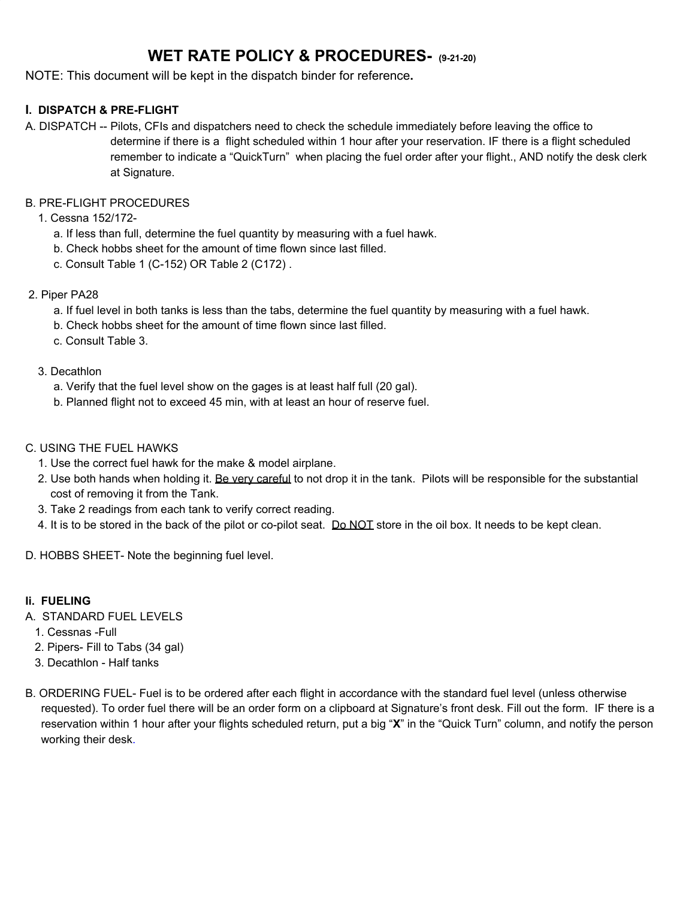# WET RATE POLICY & PROCEDURES- (9-21-20)

NOTE: This document will be kept in the dispatch binder for reference**.**

## I. DISPATCH & PRE-FLIGHT

A. DISPATCH -- Pilots, CFIs and dispatchers need to check the schedule immediately before leaving the office to determine if there is a flight scheduled within 1 hour after your reservation. IF there is a flight scheduled remember to indicate a "QuickTurn" when placing the fuel order after your flight., AND notify the desk clerk at Signature.

B. PRE-FLIGHT PROCEDURES

1. Cessna 152/172-
   a. If less than full, determine the fuel quantity by measuring with a fuel hawk.
   b. Check hobbs sheet for the amount of time flown since last filled.
   c. Consult Table 1 (C-152) OR Table 2 (C172) .

2. Piper PA28
   a. If fuel level in both tanks is less than the tabs, determine the fuel quantity by measuring with a fuel hawk.
   b. Check hobbs sheet for the amount of time flown since last filled.
   c. Consult Table 3.

3. Decathlon
   a. Verify that the fuel level show on the gages is at least half full (20 gal).
   b. Planned flight not to exceed 45 min, with at least an hour of reserve fuel.

C. USING THE FUEL HAWKS

1. Use the correct fuel hawk for the make & model airplane.
2. Use both hands when holding it. <u>Be very careful</u> to not drop it in the tank. Pilots will be responsible for the substantial cost of removing it from the Tank.
3. Take 2 readings from each tank to verify correct reading.
4. It is to be stored in the back of the pilot or co-pilot seat. <u>Do NOT</u> store in the oil box. It needs to be kept clean.

D. HOBBS SHEET- Note the beginning fuel level.

## Ii. FUELING

A. STANDARD FUEL LEVELS

1. Cessnas -Full
2. Pipers- Fill to Tabs (34 gal)
3. Decathlon - Half tanks

B. ORDERING FUEL- Fuel is to be ordered after each flight in accordance with the standard fuel level (unless otherwise requested). To order fuel there will be an order form on a clipboard at Signature's front desk. Fill out the form. IF there is a reservation within 1 hour after your flights scheduled return, put a big "**X**" in the "Quick Turn" column, and notify the person working their desk.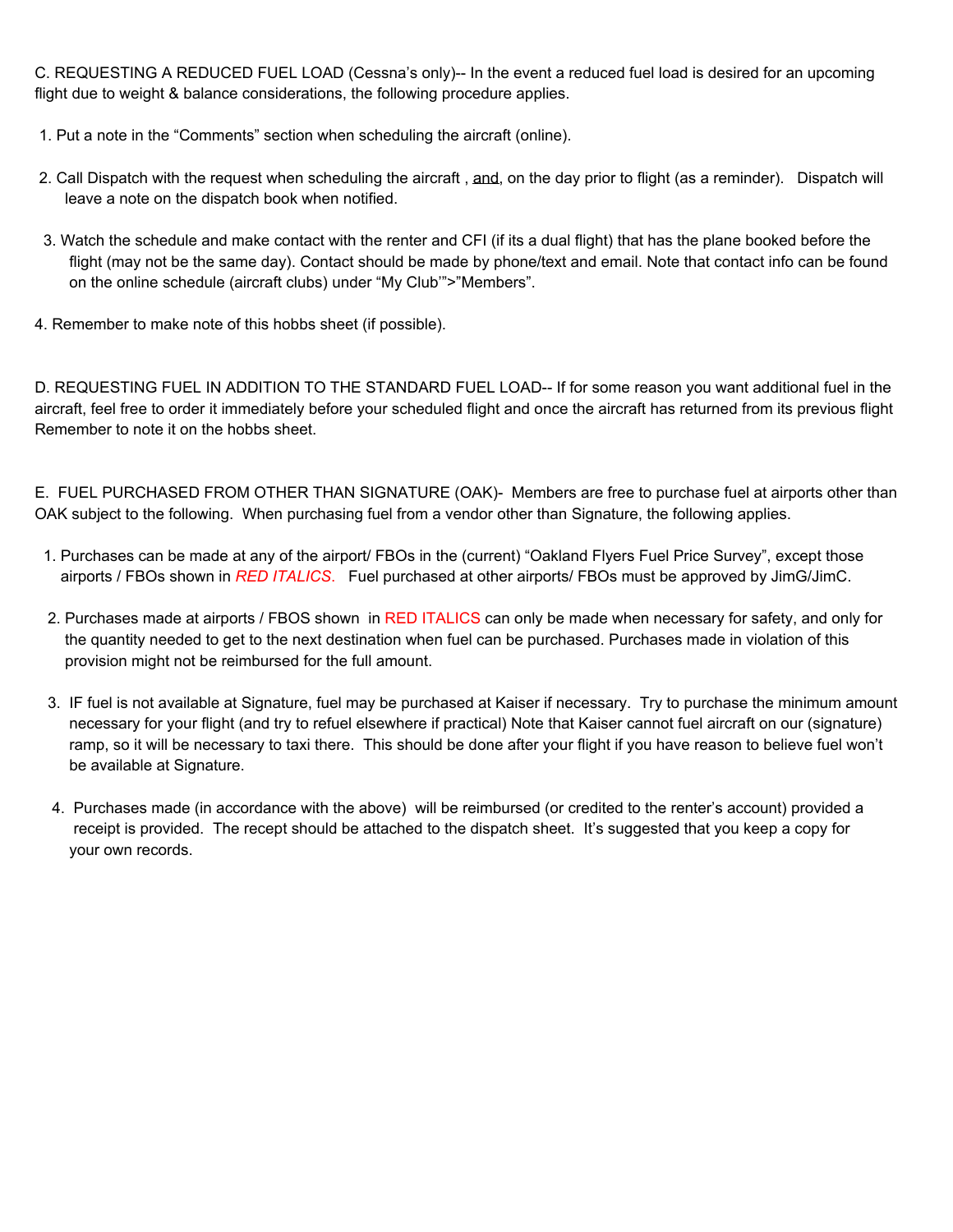C. REQUESTING A REDUCED FUEL LOAD (Cessna's only)-- In the event a reduced fuel load is desired for an upcoming flight due to weight & balance considerations, the following procedure applies.

1. Put a note in the "Comments" section when scheduling the aircraft (online).

2. Call Dispatch with the request when scheduling the aircraft , and, on the day prior to flight (as a reminder).   Dispatch will leave a note on the dispatch book when notified.

3. Watch the schedule and make contact with the renter and CFI (if its a dual flight) that has the plane booked before the flight (may not be the same day). Contact should be made by phone/text and email. Note that contact info can be found on the online schedule (aircraft clubs) under "My Club'">"Members".

4. Remember to make note of this hobbs sheet (if possible).

D. REQUESTING FUEL IN ADDITION TO THE STANDARD FUEL LOAD-- If for some reason you want additional fuel in the aircraft, feel free to order it immediately before your scheduled flight and once the aircraft has returned from its previous flight Remember to note it on the hobbs sheet.

E.  FUEL PURCHASED FROM OTHER THAN SIGNATURE (OAK)-  Members are free to purchase fuel at airports other than OAK subject to the following.  When purchasing fuel from a vendor other than Signature, the following applies.

1. Purchases can be made at any of the airport/ FBOs in the (current) "Oakland Flyers Fuel Price Survey", except those airports / FBOs shown in *RED ITALICS*.   Fuel purchased at other airports/ FBOs must be approved by JimG/JimC.

2. Purchases made at airports / FBOS shown  in RED ITALICS can only be made when necessary for safety, and only for the quantity needed to get to the next destination when fuel can be purchased. Purchases made in violation of this provision might not be reimbursed for the full amount.

3. IF fuel is not available at Signature, fuel may be purchased at Kaiser if necessary.  Try to purchase the minimum amount necessary for your flight (and try to refuel elsewhere if practical) Note that Kaiser cannot fuel aircraft on our (signature) ramp, so it will be necessary to taxi there.  This should be done after your flight if you have reason to believe fuel won't be available at Signature.

4. Purchases made (in accordance with the above)  will be reimbursed (or credited to the renter's account) provided a receipt is provided.  The recept should be attached to the dispatch sheet.  It's suggested that you keep a copy for your own records.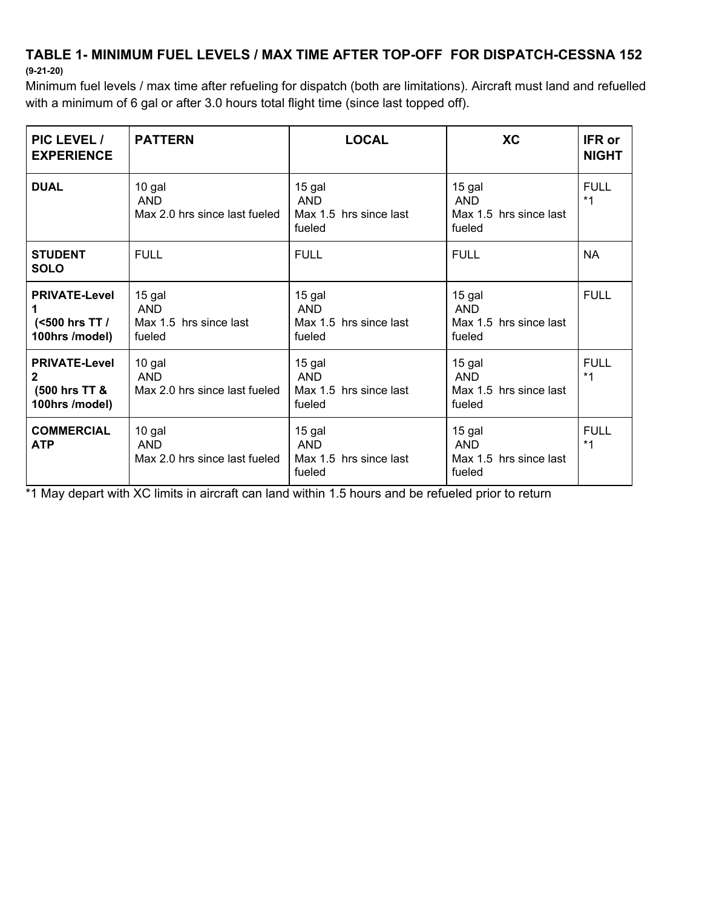## TABLE 1- MINIMUM FUEL LEVELS / MAX TIME AFTER TOP-OFF FOR DISPATCH-CESSNA 152

**(9-21-20)**

Minimum fuel levels / max time after refueling for dispatch (both are limitations). Aircraft must land and refuelled with a minimum of 6 gal or after 3.0 hours total flight time (since last topped off).

| PIC LEVEL / EXPERIENCE | PATTERN | LOCAL | XC | IFR or NIGHT |
|---|---|---|---|---|
| **DUAL** | 10 gal AND Max 2.0 hrs since last fueled | 15 gal AND Max 1.5 hrs since last fueled | 15 gal AND Max 1.5 hrs since last fueled | FULL *1 |
| **STUDENT SOLO** | FULL | FULL | FULL | NA |
| **PRIVATE-Level 1 (<500 hrs TT / 100hrs /model)** | 15 gal AND Max 1.5 hrs since last fueled | 15 gal AND Max 1.5 hrs since last fueled | 15 gal AND Max 1.5 hrs since last fueled | FULL |
| **PRIVATE-Level 2 (500 hrs TT & 100hrs /model)** | 10 gal AND Max 2.0 hrs since last fueled | 15 gal AND Max 1.5 hrs since last fueled | 15 gal AND Max 1.5 hrs since last fueled | FULL *1 |
| **COMMERCIAL ATP** | 10 gal AND Max 2.0 hrs since last fueled | 15 gal AND Max 1.5 hrs since last fueled | 15 gal AND Max 1.5 hrs since last fueled | FULL *1 |

*1 May depart with XC limits in aircraft can land within 1.5 hours and be refueled prior to return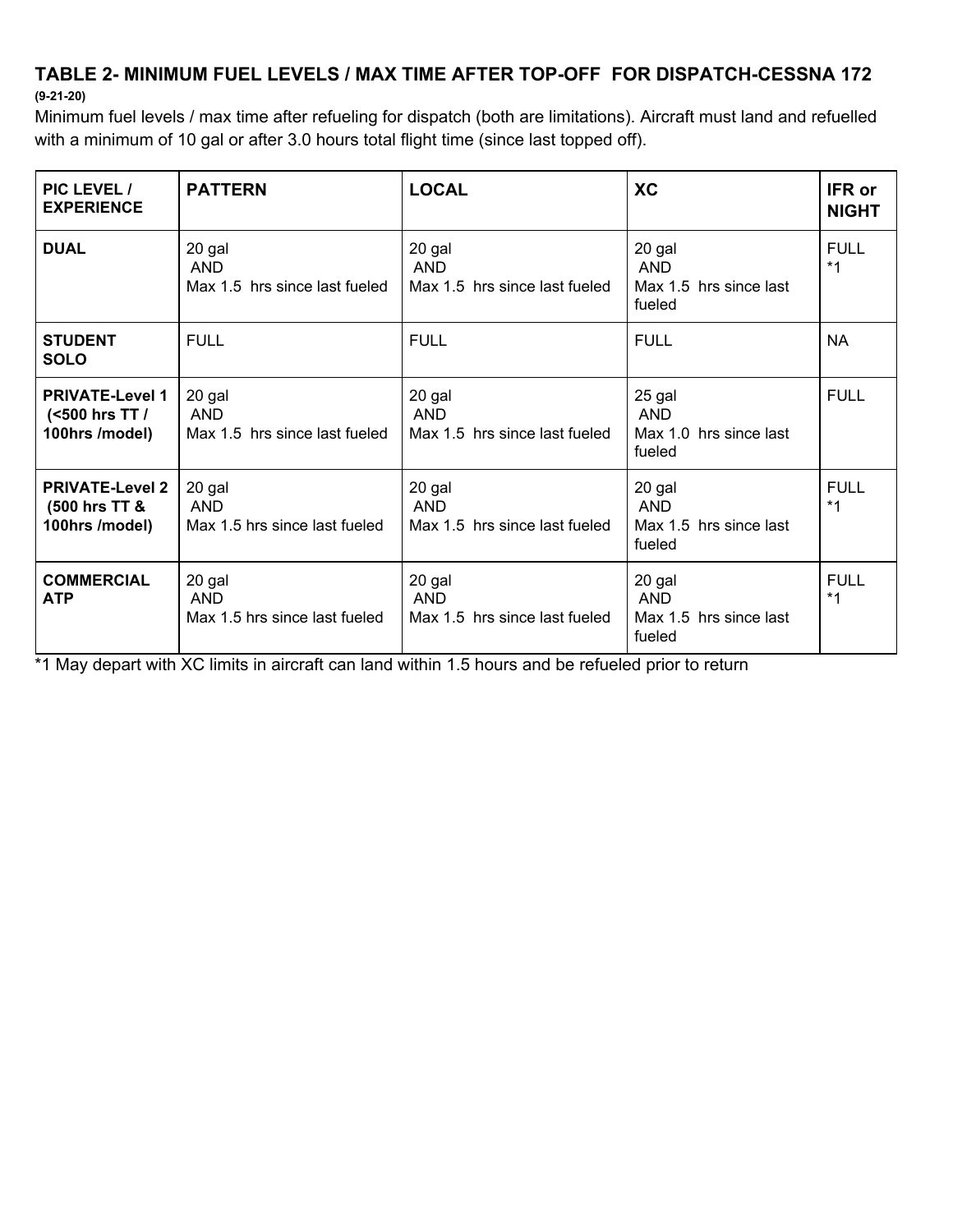### TABLE 2- MINIMUM FUEL LEVELS / MAX TIME AFTER TOP-OFF FOR DISPATCH-CESSNA 172

**(9-21-20)**

Minimum fuel levels / max time after refueling for dispatch (both are limitations). Aircraft must land and refuelled with a minimum of 10 gal or after 3.0 hours total flight time (since last topped off).

| PIC LEVEL / EXPERIENCE | PATTERN | LOCAL | XC | IFR or NIGHT |
|---|---|---|---|---|
| **DUAL** | 20 gal AND Max 1.5 hrs since last fueled | 20 gal AND Max 1.5 hrs since last fueled | 20 gal AND Max 1.5 hrs since last fueled | FULL *1 |
| **STUDENT SOLO** | FULL | FULL | FULL | NA |
| **PRIVATE-Level 1 (<500 hrs TT / 100hrs /model)** | 20 gal AND Max 1.5 hrs since last fueled | 20 gal AND Max 1.5 hrs since last fueled | 25 gal AND Max 1.0 hrs since last fueled | FULL |
| **PRIVATE-Level 2 (500 hrs TT & 100hrs /model)** | 20 gal AND Max 1.5 hrs since last fueled | 20 gal AND Max 1.5 hrs since last fueled | 20 gal AND Max 1.5 hrs since last fueled | FULL *1 |
| **COMMERCIAL ATP** | 20 gal AND Max 1.5 hrs since last fueled | 20 gal AND Max 1.5 hrs since last fueled | 20 gal AND Max 1.5 hrs since last fueled | FULL *1 |

*1 May depart with XC limits in aircraft can land within 1.5 hours and be refueled prior to return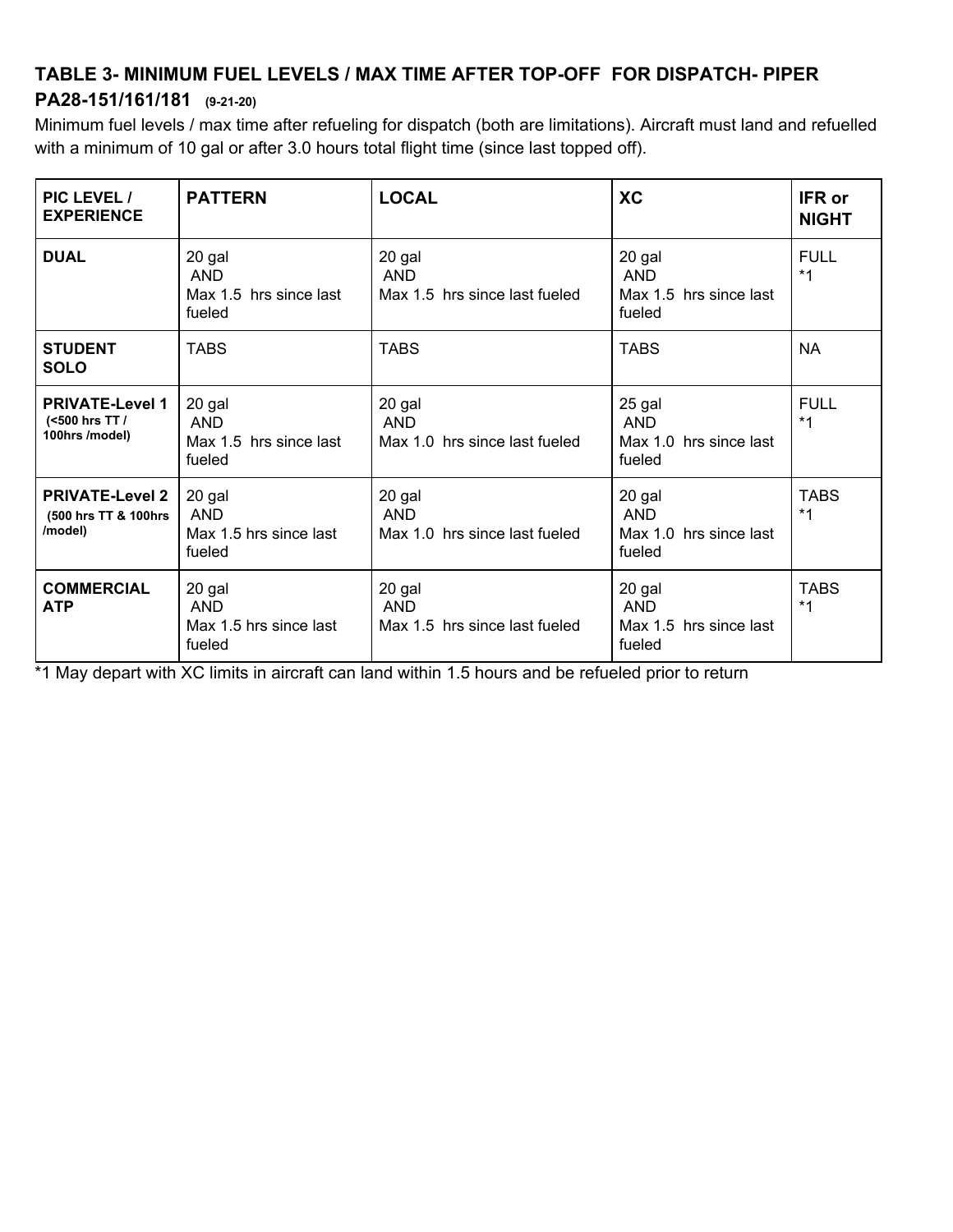## TABLE 3- MINIMUM FUEL LEVELS / MAX TIME AFTER TOP-OFF FOR DISPATCH- PIPER PA28-151/161/181 (9-21-20)

Minimum fuel levels / max time after refueling for dispatch (both are limitations). Aircraft must land and refuelled with a minimum of 10 gal or after 3.0 hours total flight time (since last topped off).

| PIC LEVEL / EXPERIENCE | PATTERN | LOCAL | XC | IFR or NIGHT |
|---|---|---|---|---|
| **DUAL** | 20 gal AND Max 1.5 hrs since last fueled | 20 gal AND Max 1.5 hrs since last fueled | 20 gal AND Max 1.5 hrs since last fueled | FULL *1 |
| **STUDENT SOLO** | TABS | TABS | TABS | NA |
| **PRIVATE-Level 1** (<500 hrs TT / 100hrs /model) | 20 gal AND Max 1.5 hrs since last fueled | 20 gal AND Max 1.0 hrs since last fueled | 25 gal AND Max 1.0 hrs since last fueled | FULL *1 |
| **PRIVATE-Level 2** (500 hrs TT & 100hrs /model) | 20 gal AND Max 1.5 hrs since last fueled | 20 gal AND Max 1.0 hrs since last fueled | 20 gal AND Max 1.0 hrs since last fueled | TABS *1 |
| **COMMERCIAL ATP** | 20 gal AND Max 1.5 hrs since last fueled | 20 gal AND Max 1.5 hrs since last fueled | 20 gal AND Max 1.5 hrs since last fueled | TABS *1 |

*1 May depart with XC limits in aircraft can land within 1.5 hours and be refueled prior to return